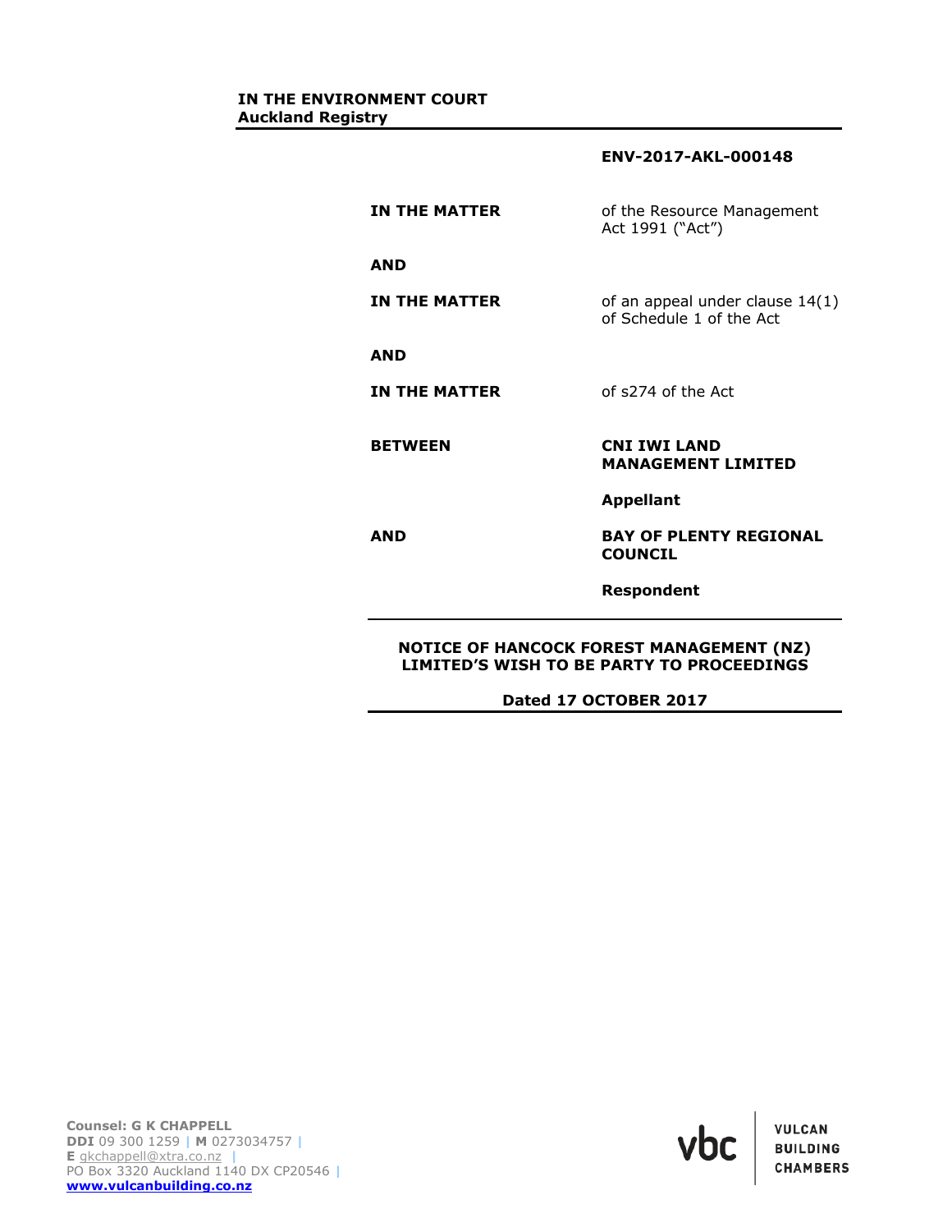**IN THE ENVIRONMENT COURT**
**Auckland Registry**

**ENV-2017-AKL-000148**

| | |
|---|---|
| **IN THE MATTER** | of the Resource Management Act 1991 (“Act”) |
| **AND** | |
| **IN THE MATTER** | of an appeal under clause 14(1) of Schedule 1 of the Act |
| **AND** | |
| **IN THE MATTER** | of s274 of the Act |
| **BETWEEN** | **CNI IWI LAND MANAGEMENT LIMITED** |
| | **Appellant** |
| **AND** | **BAY OF PLENTY REGIONAL COUNCIL** |
| | **Respondent** |

**NOTICE OF HANCOCK FOREST MANAGEMENT (NZ) LIMITED’S WISH TO BE PARTY TO PROCEEDINGS**

**Dated 17 OCTOBER 2017**

**Counsel: G K CHAPPELL**
**DDI** 09 300 1259 | **M** 0273034757 |
**E** gkchappell@xtra.co.nz |
PO Box 3320 Auckland 1140 DX CP20546 |
**www.vulcanbuilding.co.nz**

vbc VULCAN BUILDING CHAMBERS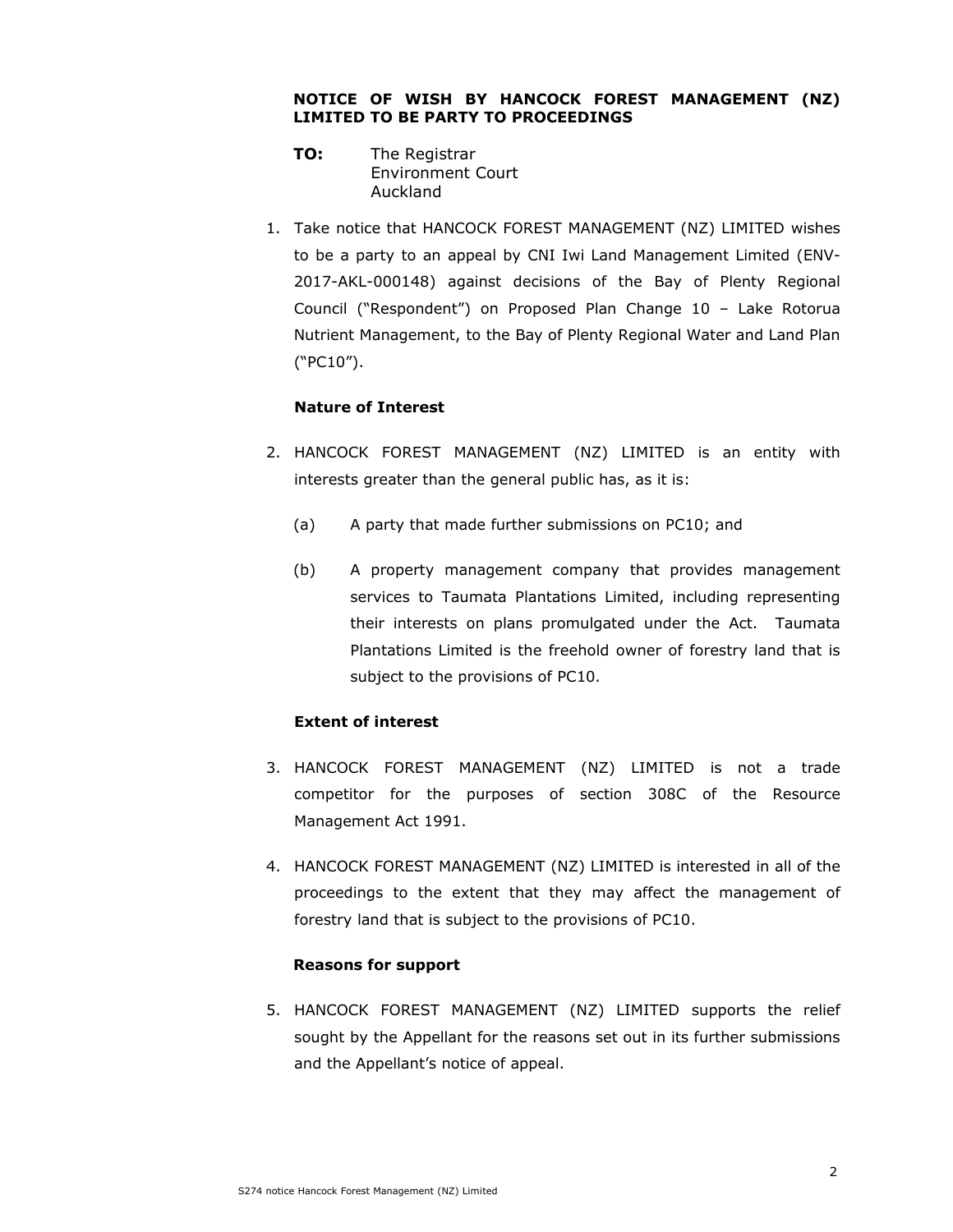**NOTICE OF WISH BY HANCOCK FOREST MANAGEMENT (NZ) LIMITED TO BE PARTY TO PROCEEDINGS**

**TO:** The Registrar
Environment Court
Auckland

1. Take notice that HANCOCK FOREST MANAGEMENT (NZ) LIMITED wishes to be a party to an appeal by CNI Iwi Land Management Limited (ENV-2017-AKL-000148) against decisions of the Bay of Plenty Regional Council ("Respondent") on Proposed Plan Change 10 – Lake Rotorua Nutrient Management, to the Bay of Plenty Regional Water and Land Plan ("PC10").

**Nature of Interest**

2. HANCOCK FOREST MANAGEMENT (NZ) LIMITED is an entity with interests greater than the general public has, as it is:

   (a) A party that made further submissions on PC10; and

   (b) A property management company that provides management services to Taumata Plantations Limited, including representing their interests on plans promulgated under the Act. Taumata Plantations Limited is the freehold owner of forestry land that is subject to the provisions of PC10.

**Extent of interest**

3. HANCOCK FOREST MANAGEMENT (NZ) LIMITED is not a trade competitor for the purposes of section 308C of the Resource Management Act 1991.

4. HANCOCK FOREST MANAGEMENT (NZ) LIMITED is interested in all of the proceedings to the extent that they may affect the management of forestry land that is subject to the provisions of PC10.

**Reasons for support**

5. HANCOCK FOREST MANAGEMENT (NZ) LIMITED supports the relief sought by the Appellant for the reasons set out in its further submissions and the Appellant's notice of appeal.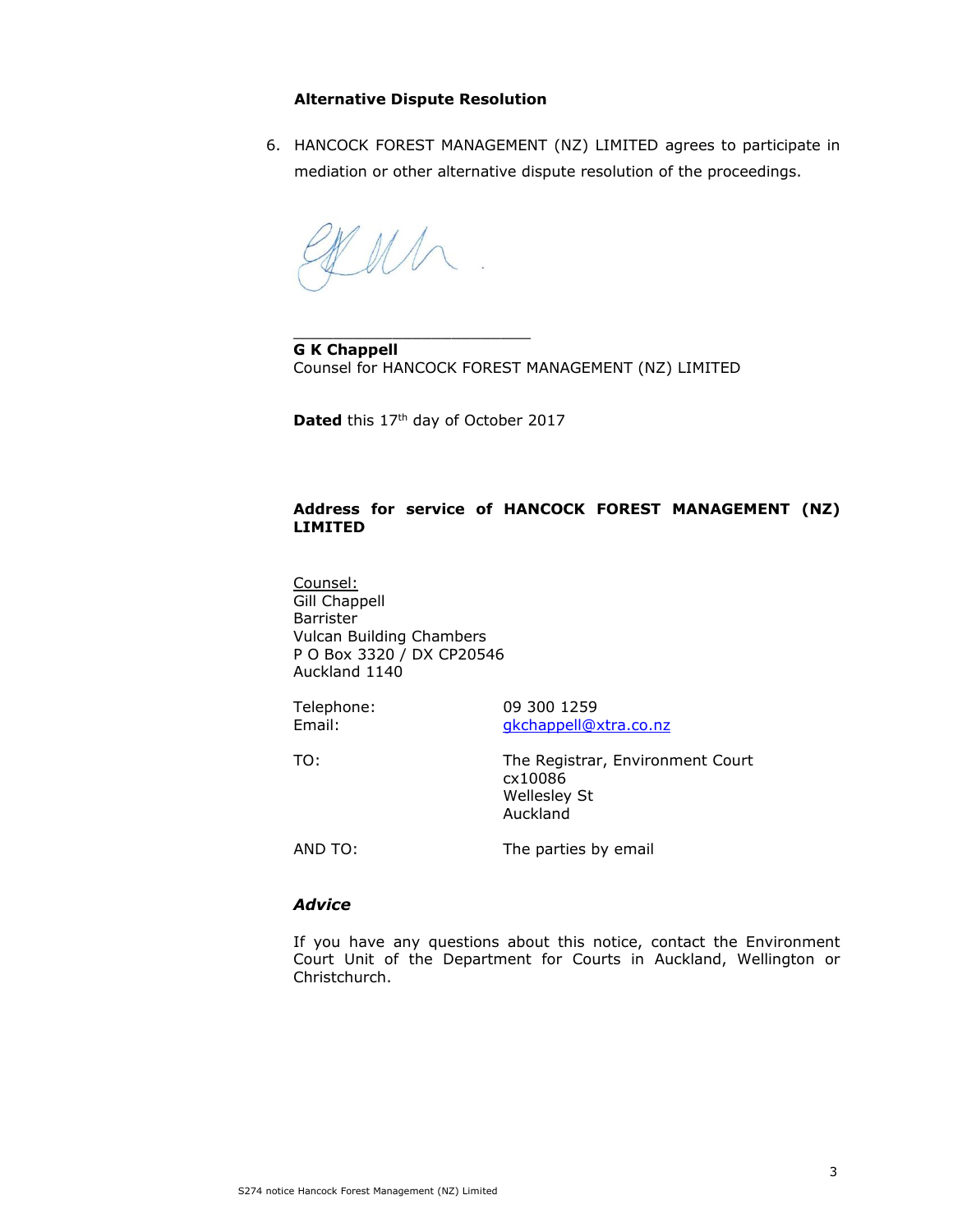**Alternative Dispute Resolution**

6. HANCOCK FOREST MANAGEMENT (NZ) LIMITED agrees to participate in mediation or other alternative dispute resolution of the proceedings.

\_\_\_\_\_\_\_\_\_\_\_\_\_\_\_\_\_\_\_\_\_\_\_\_\_

**G K Chappell**
Counsel for HANCOCK FOREST MANAGEMENT (NZ) LIMITED

**Dated** this 17th day of October 2017

**Address for service of HANCOCK FOREST MANAGEMENT (NZ) LIMITED**

Counsel:
Gill Chappell
Barrister
Vulcan Building Chambers
P O Box 3320 / DX CP20546
Auckland 1140

| | |
|---|---|
| Telephone: | 09 300 1259 |
| Email: | gkchappell@xtra.co.nz |
| TO: | The Registrar, Environment Court<br>cx10086<br>Wellesley St<br>Auckland |
| AND TO: | The parties by email |

***Advice***

If you have any questions about this notice, contact the Environment Court Unit of the Department for Courts in Auckland, Wellington or Christchurch.